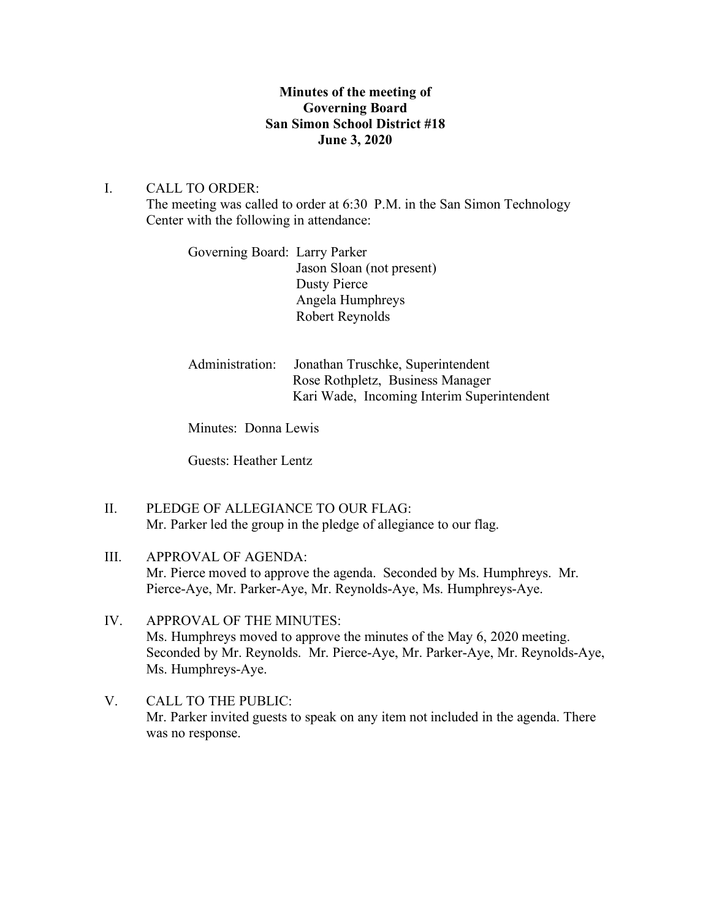**Minutes of the meeting of**
**Governing Board**
**San Simon School District #18**
**June 3, 2020**

I. CALL TO ORDER:
The meeting was called to order at 6:30 P.M. in the San Simon Technology Center with the following in attendance:

Governing Board: Larry Parker
Jason Sloan (not present)
Dusty Pierce
Angela Humphreys
Robert Reynolds

Administration: Jonathan Truschke, Superintendent
Rose Rothpletz, Business Manager
Kari Wade, Incoming Interim Superintendent

Minutes: Donna Lewis

Guests: Heather Lentz

II. PLEDGE OF ALLEGIANCE TO OUR FLAG:
Mr. Parker led the group in the pledge of allegiance to our flag.

III. APPROVAL OF AGENDA:
Mr. Pierce moved to approve the agenda. Seconded by Ms. Humphreys. Mr. Pierce-Aye, Mr. Parker-Aye, Mr. Reynolds-Aye, Ms. Humphreys-Aye.

IV. APPROVAL OF THE MINUTES:
Ms. Humphreys moved to approve the minutes of the May 6, 2020 meeting. Seconded by Mr. Reynolds. Mr. Pierce-Aye, Mr. Parker-Aye, Mr. Reynolds-Aye, Ms. Humphreys-Aye.

V. CALL TO THE PUBLIC:
Mr. Parker invited guests to speak on any item not included in the agenda. There was no response.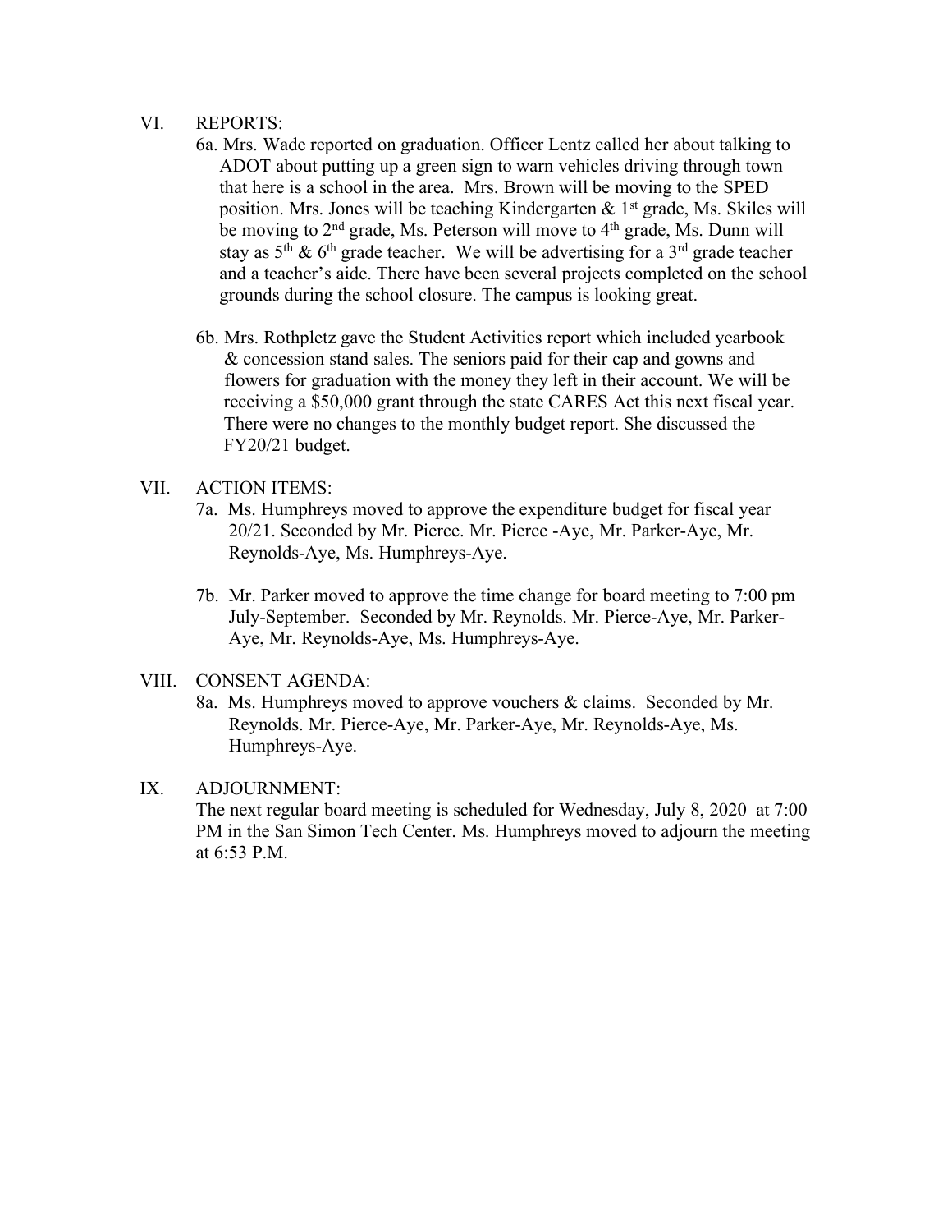VI. REPORTS:

6a. Mrs. Wade reported on graduation. Officer Lentz called her about talking to ADOT about putting up a green sign to warn vehicles driving through town that here is a school in the area. Mrs. Brown will be moving to the SPED position. Mrs. Jones will be teaching Kindergarten & 1st grade, Ms. Skiles will be moving to 2nd grade, Ms. Peterson will move to 4th grade, Ms. Dunn will stay as 5th & 6th grade teacher. We will be advertising for a 3rd grade teacher and a teacher's aide. There have been several projects completed on the school grounds during the school closure. The campus is looking great.

6b. Mrs. Rothpletz gave the Student Activities report which included yearbook & concession stand sales. The seniors paid for their cap and gowns and flowers for graduation with the money they left in their account. We will be receiving a $50,000 grant through the state CARES Act this next fiscal year. There were no changes to the monthly budget report. She discussed the FY20/21 budget.

VII. ACTION ITEMS:

7a. Ms. Humphreys moved to approve the expenditure budget for fiscal year 20/21. Seconded by Mr. Pierce. Mr. Pierce -Aye, Mr. Parker-Aye, Mr. Reynolds-Aye, Ms. Humphreys-Aye.

7b. Mr. Parker moved to approve the time change for board meeting to 7:00 pm July-September. Seconded by Mr. Reynolds. Mr. Pierce-Aye, Mr. Parker-Aye, Mr. Reynolds-Aye, Ms. Humphreys-Aye.

VIII. CONSENT AGENDA:

8a. Ms. Humphreys moved to approve vouchers & claims. Seconded by Mr. Reynolds. Mr. Pierce-Aye, Mr. Parker-Aye, Mr. Reynolds-Aye, Ms. Humphreys-Aye.

IX. ADJOURNMENT:

The next regular board meeting is scheduled for Wednesday, July 8, 2020 at 7:00 PM in the San Simon Tech Center. Ms. Humphreys moved to adjourn the meeting at 6:53 P.M.